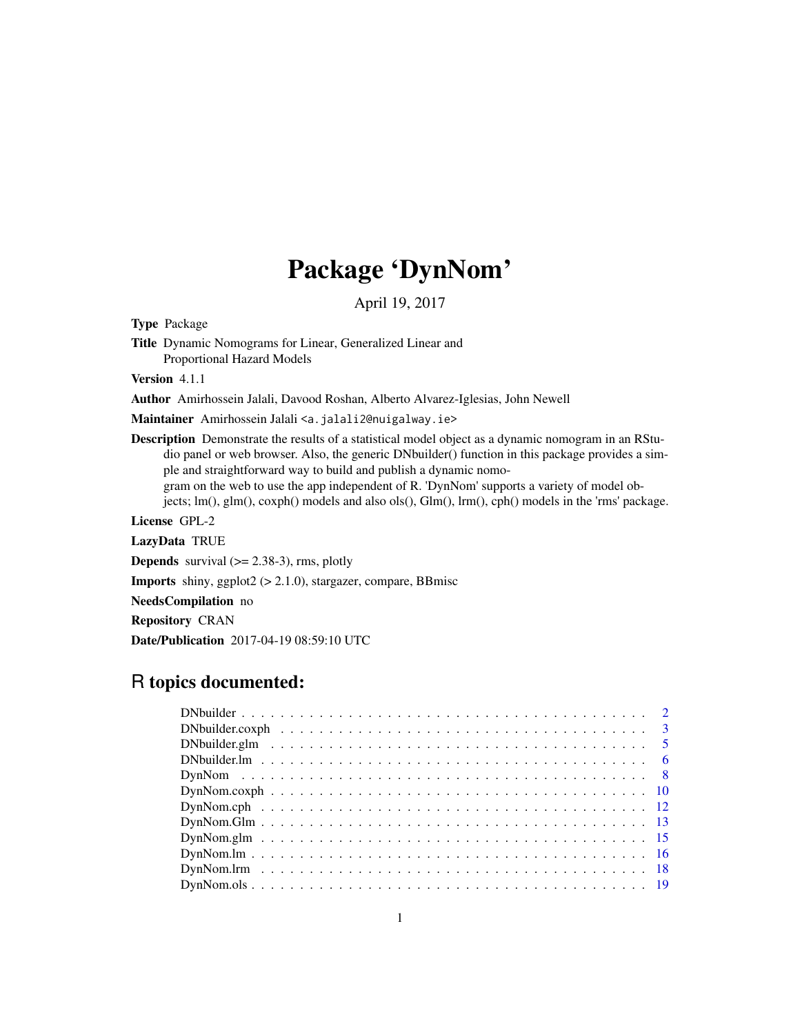# Package 'DynNom'

April 19, 2017

**Type** Package

**Title** Dynamic Nomograms for Linear, Generalized Linear and Proportional Hazard Models

**Version** 4.1.1

**Author** Amirhossein Jalali, Davood Roshan, Alberto Alvarez-Iglesias, John Newell

**Maintainer** Amirhossein Jalali <a.jalali2@nuigalway.ie>

**Description** Demonstrate the results of a statistical model object as a dynamic nomogram in an RStudio panel or web browser. Also, the generic DNbuilder() function in this package provides a simple and straightforward way to build and publish a dynamic nomogram on the web to use the app independent of R. 'DynNom' supports a variety of model objects; lm(), glm(), coxph() models and also ols(), Glm(), lrm(), cph() models in the 'rms' package.

**License** GPL-2

**LazyData** TRUE

**Depends** survival (>= 2.38-3), rms, plotly

**Imports** shiny, ggplot2 (> 2.1.0), stargazer, compare, BBmisc

**NeedsCompilation** no

**Repository** CRAN

**Date/Publication** 2017-04-19 08:59:10 UTC

## R topics documented:

| | |
|---|---|
| DNbuilder | 2 |
| DNbuilder.coxph | 3 |
| DNbuilder.glm | 5 |
| DNbuilder.lm | 6 |
| DynNom | 8 |
| DynNom.coxph | 10 |
| DynNom.cph | 12 |
| DynNom.Glm | 13 |
| DynNom.glm | 15 |
| DynNom.lm | 16 |
| DynNom.lrm | 18 |
| DynNom.ols | 19 |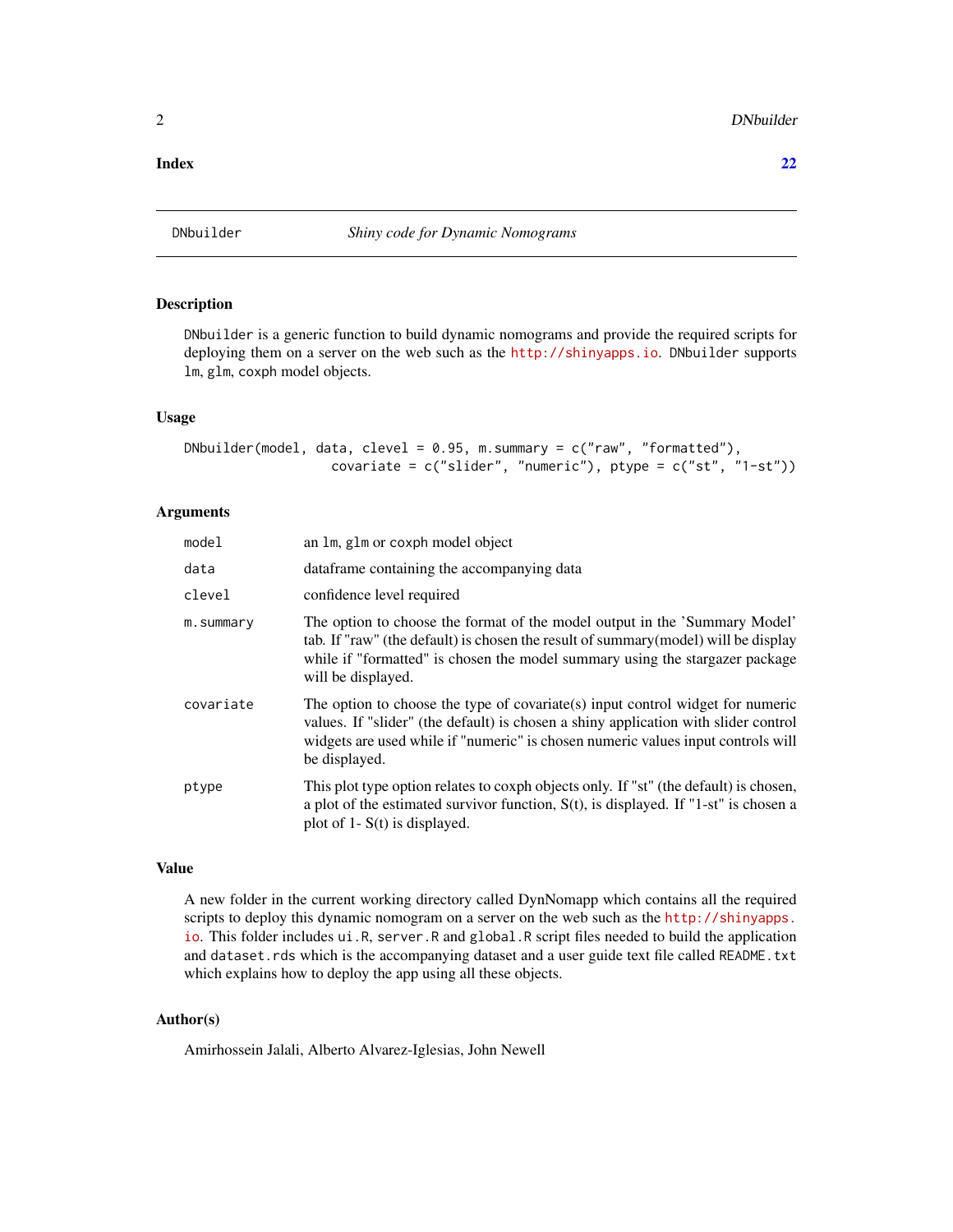**Index** 22

---

DNbuilder *Shiny code for Dynamic Nomograms*

---

### Description

`DNbuilder` is a generic function to build dynamic nomograms and provide the required scripts for deploying them on a server on the web such as the http://shinyapps.io. `DNbuilder` supports `lm`, `glm`, `coxph` model objects.

### Usage

```
DNbuilder(model, data, clevel = 0.95, m.summary = c("raw", "formatted"),
                   covariate = c("slider", "numeric"), ptype = c("st", "1-st"))
```

### Arguments

| | |
|---|---|
| `model` | an `lm`, `glm` or `coxph` model object |
| `data` | dataframe containing the accompanying data |
| `clevel` | confidence level required |
| `m.summary` | The option to choose the format of the model output in the 'Summary Model' tab. If "raw" (the default) is chosen the result of summary(model) will be display while if "formatted" is chosen the model summary using the stargazer package will be displayed. |
| `covariate` | The option to choose the type of covariate(s) input control widget for numeric values. If "slider" (the default) is chosen a shiny application with slider control widgets are used while if "numeric" is chosen numeric values input controls will be displayed. |
| `ptype` | This plot type option relates to coxph objects only. If "st" (the default) is chosen, a plot of the estimated survivor function, S(t), is displayed. If "1-st" is chosen a plot of 1- S(t) is displayed. |

### Value

A new folder in the current working directory called DynNomapp which contains all the required scripts to deploy this dynamic nomogram on a server on the web such as the http://shinyapps.io. This folder includes `ui.R`, `server.R` and `global.R` script files needed to build the application and `dataset.rds` which is the accompanying dataset and a user guide text file called `README.txt` which explains how to deploy the app using all these objects.

### Author(s)

Amirhossein Jalali, Alberto Alvarez-Iglesias, John Newell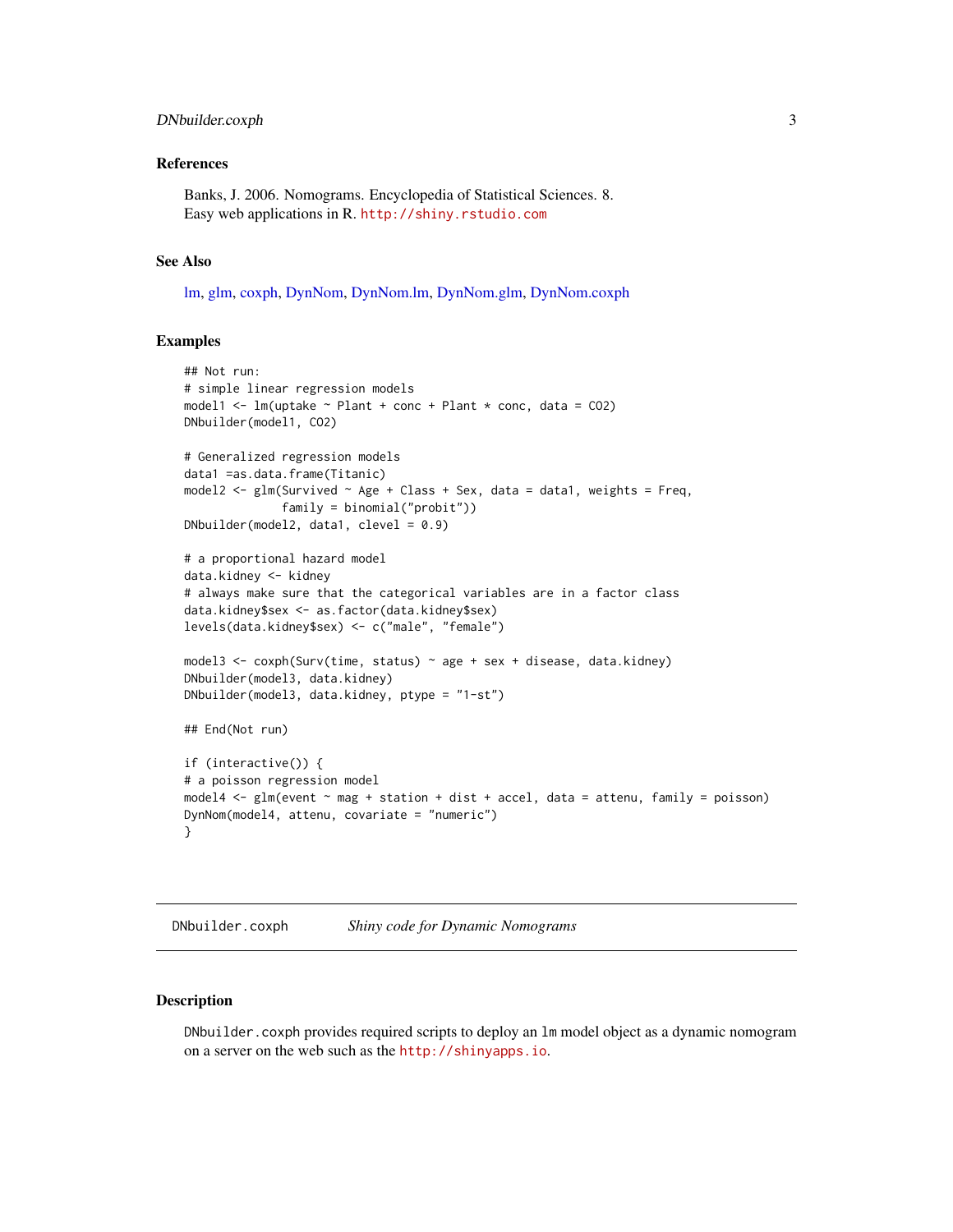### References

Banks, J. 2006. Nomograms. Encyclopedia of Statistical Sciences. 8.
Easy web applications in R. http://shiny.rstudio.com

### See Also

lm, glm, coxph, DynNom, DynNom.lm, DynNom.glm, DynNom.coxph

### Examples

```
## Not run:
# simple linear regression models
model1 <- lm(uptake ~ Plant + conc + Plant * conc, data = CO2)
DNbuilder(model1, CO2)

# Generalized regression models
data1 =as.data.frame(Titanic)
model2 <- glm(Survived ~ Age + Class + Sex, data = data1, weights = Freq,
              family = binomial("probit"))
DNbuilder(model2, data1, clevel = 0.9)

# a proportional hazard model
data.kidney <- kidney
# always make sure that the categorical variables are in a factor class
data.kidney$sex <- as.factor(data.kidney$sex)
levels(data.kidney$sex) <- c("male", "female")

model3 <- coxph(Surv(time, status) ~ age + sex + disease, data.kidney)
DNbuilder(model3, data.kidney)
DNbuilder(model3, data.kidney, ptype = "1-st")

## End(Not run)

if (interactive()) {
# a poisson regression model
model4 <- glm(event ~ mag + station + dist + accel, data = attenu, family = poisson)
DynNom(model4, attenu, covariate = "numeric")
}
```

---

## DNbuilder.coxph    *Shiny code for Dynamic Nomograms*

### Description

DNbuilder.coxph provides required scripts to deploy an lm model object as a dynamic nomogram on a server on the web such as the http://shinyapps.io.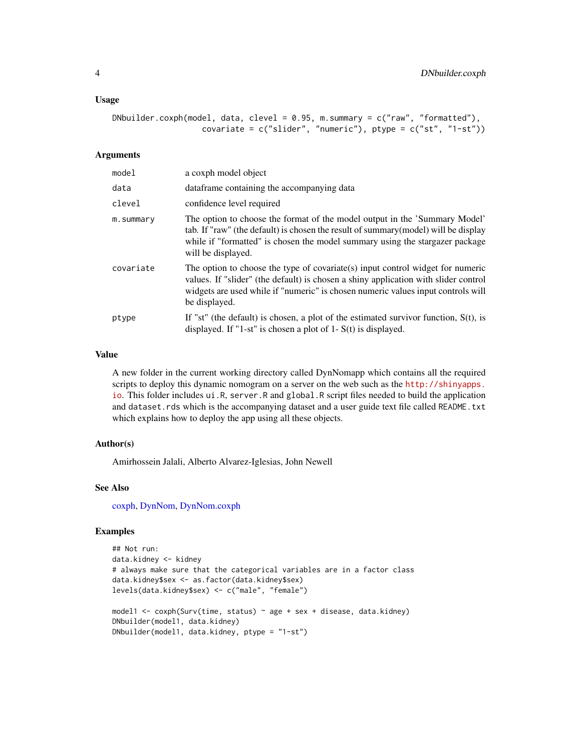### Usage

```
DNbuilder.coxph(model, data, clevel = 0.95, m.summary = c("raw", "formatted"),
                covariate = c("slider", "numeric"), ptype = c("st", "1-st"))
```

### Arguments

| Argument | Description |
|---|---|
| `model` | a coxph model object |
| `data` | dataframe containing the accompanying data |
| `clevel` | confidence level required |
| `m.summary` | The option to choose the format of the model output in the 'Summary Model' tab. If "raw" (the default) is chosen the result of summary(model) will be display while if "formatted" is chosen the model summary using the stargazer package will be displayed. |
| `covariate` | The option to choose the type of covariate(s) input control widget for numeric values. If "slider" (the default) is chosen a shiny application with slider control widgets are used while if "numeric" is chosen numeric values input controls will be displayed. |
| `ptype` | If "st" (the default) is chosen, a plot of the estimated survivor function, S(t), is displayed. If "1-st" is chosen a plot of 1- S(t) is displayed. |

### Value

A new folder in the current working directory called DynNomapp which contains all the required scripts to deploy this dynamic nomogram on a server on the web such as the http://shinyapps.io. This folder includes `ui.R`, `server.R` and `global.R` script files needed to build the application and `dataset.rds` which is the accompanying dataset and a user guide text file called `README.txt` which explains how to deploy the app using all these objects.

### Author(s)

Amirhossein Jalali, Alberto Alvarez-Iglesias, John Newell

### See Also

coxph, DynNom, DynNom.coxph

### Examples

```
## Not run:
data.kidney <- kidney
# always make sure that the categorical variables are in a factor class
data.kidney$sex <- as.factor(data.kidney$sex)
levels(data.kidney$sex) <- c("male", "female")

model1 <- coxph(Surv(time, status) ~ age + sex + disease, data.kidney)
DNbuilder(model1, data.kidney)
DNbuilder(model1, data.kidney, ptype = "1-st")
```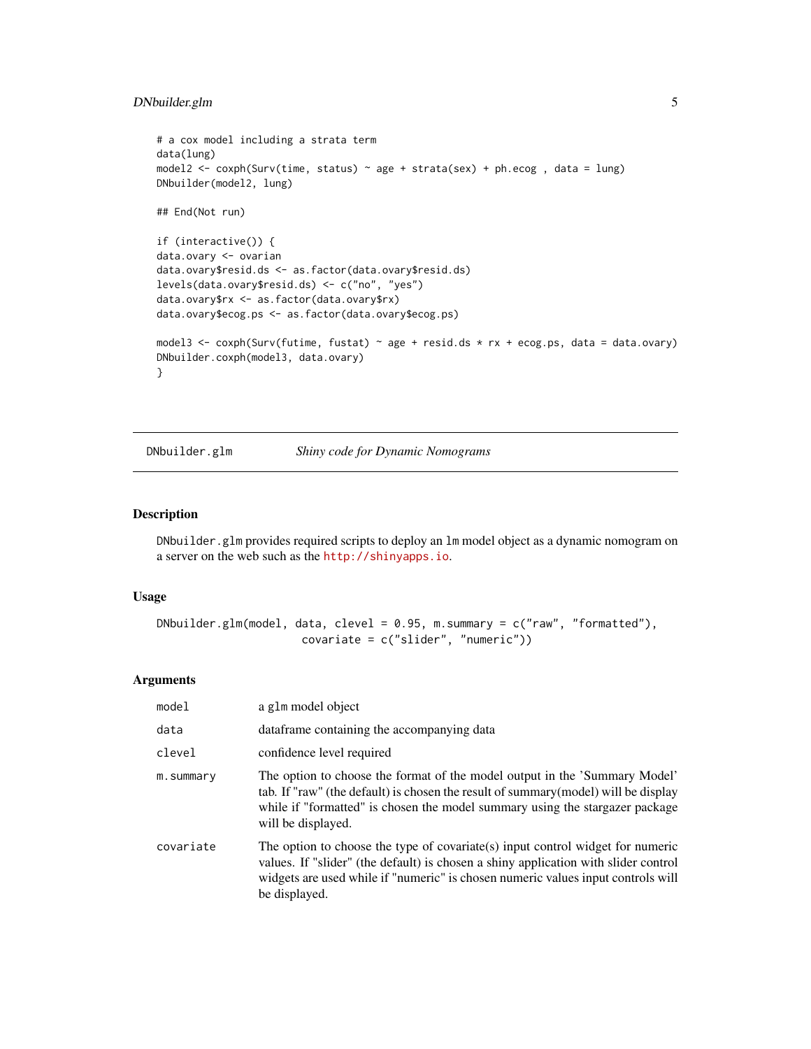```
# a cox model including a strata term
data(lung)
model2 <- coxph(Surv(time, status) ~ age + strata(sex) + ph.ecog , data = lung)
DNbuilder(model2, lung)

## End(Not run)

if (interactive()) {
data.ovary <- ovarian
data.ovary$resid.ds <- as.factor(data.ovary$resid.ds)
levels(data.ovary$resid.ds) <- c("no", "yes")
data.ovary$rx <- as.factor(data.ovary$rx)
data.ovary$ecog.ps <- as.factor(data.ovary$ecog.ps)

model3 <- coxph(Surv(futime, fustat) ~ age + resid.ds * rx + ecog.ps, data = data.ovary)
DNbuilder.coxph(model3, data.ovary)
}
```

---

## DNbuilder.glm — *Shiny code for Dynamic Nomograms*

### Description

`DNbuilder.glm` provides required scripts to deploy an `lm` model object as a dynamic nomogram on a server on the web such as the http://shinyapps.io.

### Usage

```
DNbuilder.glm(model, data, clevel = 0.95, m.summary = c("raw", "formatted"),
                        covariate = c("slider", "numeric"))
```

### Arguments

| | |
|---|---|
| `model` | a `glm` model object |
| `data` | dataframe containing the accompanying data |
| `clevel` | confidence level required |
| `m.summary` | The option to choose the format of the model output in the 'Summary Model' tab. If "raw" (the default) is chosen the result of summary(model) will be display while if "formatted" is chosen the model summary using the stargazer package will be displayed. |
| `covariate` | The option to choose the type of covariate(s) input control widget for numeric values. If "slider" (the default) is chosen a shiny application with slider control widgets are used while if "numeric" is chosen numeric values input controls will be displayed. |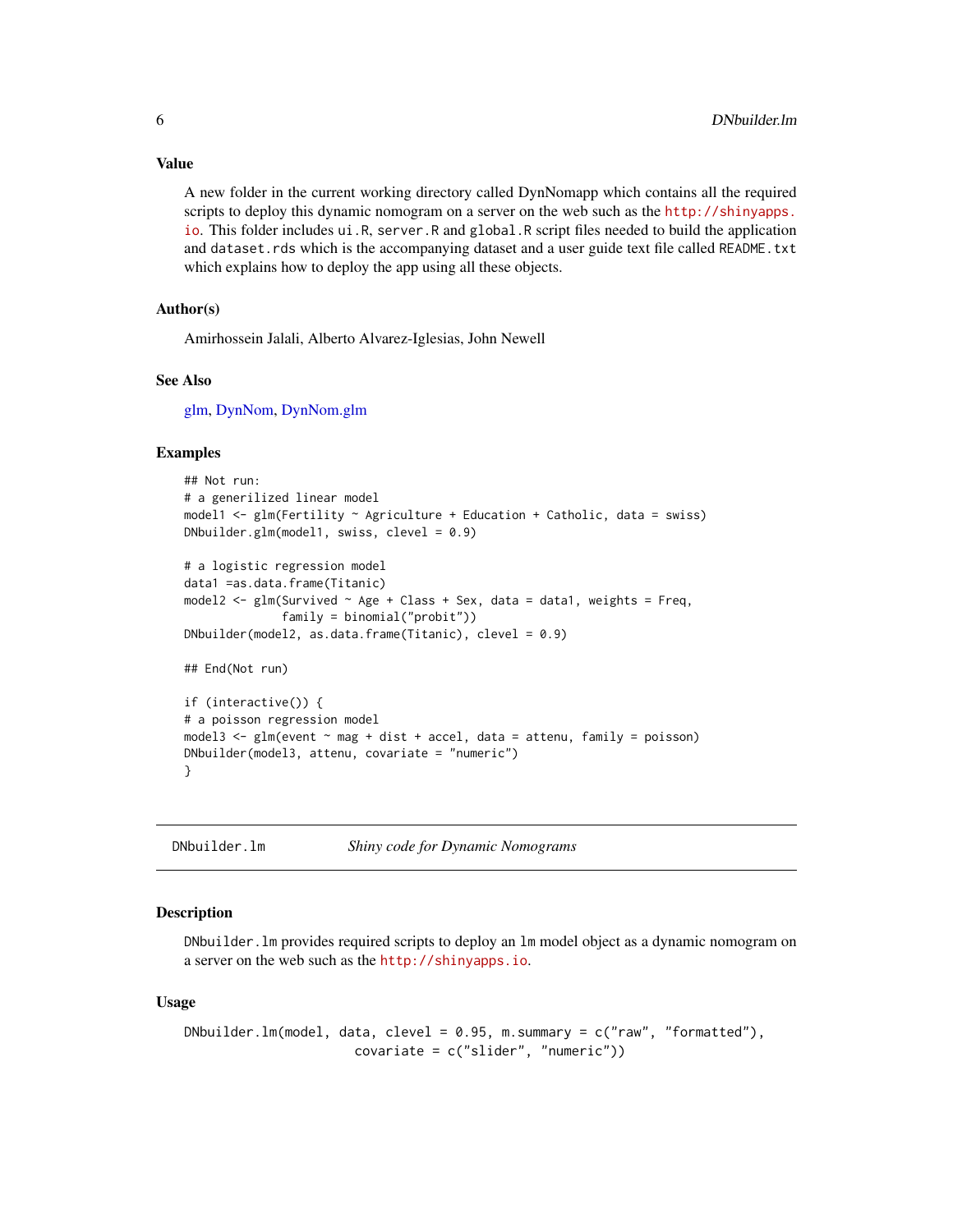## Value

A new folder in the current working directory called DynNomapp which contains all the required scripts to deploy this dynamic nomogram on a server on the web such as the http://shinyapps.io. This folder includes `ui.R`, `server.R` and `global.R` script files needed to build the application and `dataset.rds` which is the accompanying dataset and a user guide text file called `README.txt` which explains how to deploy the app using all these objects.

## Author(s)

Amirhossein Jalali, Alberto Alvarez-Iglesias, John Newell

## See Also

glm, DynNom, DynNom.glm

## Examples

```
## Not run:
# a generilized linear model
model1 <- glm(Fertility ~ Agriculture + Education + Catholic, data = swiss)
DNbuilder.glm(model1, swiss, clevel = 0.9)

# a logistic regression model
data1 =as.data.frame(Titanic)
model2 <- glm(Survived ~ Age + Class + Sex, data = data1, weights = Freq,
              family = binomial("probit"))
DNbuilder(model2, as.data.frame(Titanic), clevel = 0.9)

## End(Not run)

if (interactive()) {
# a poisson regression model
model3 <- glm(event ~ mag + dist + accel, data = attenu, family = poisson)
DNbuilder(model3, attenu, covariate = "numeric")
}
```

---

# DNbuilder.lm — *Shiny code for Dynamic Nomograms*

## Description

`DNbuilder.lm` provides required scripts to deploy an `lm` model object as a dynamic nomogram on a server on the web such as the http://shinyapps.io.

## Usage

```
DNbuilder.lm(model, data, clevel = 0.95, m.summary = c("raw", "formatted"),
                         covariate = c("slider", "numeric"))
```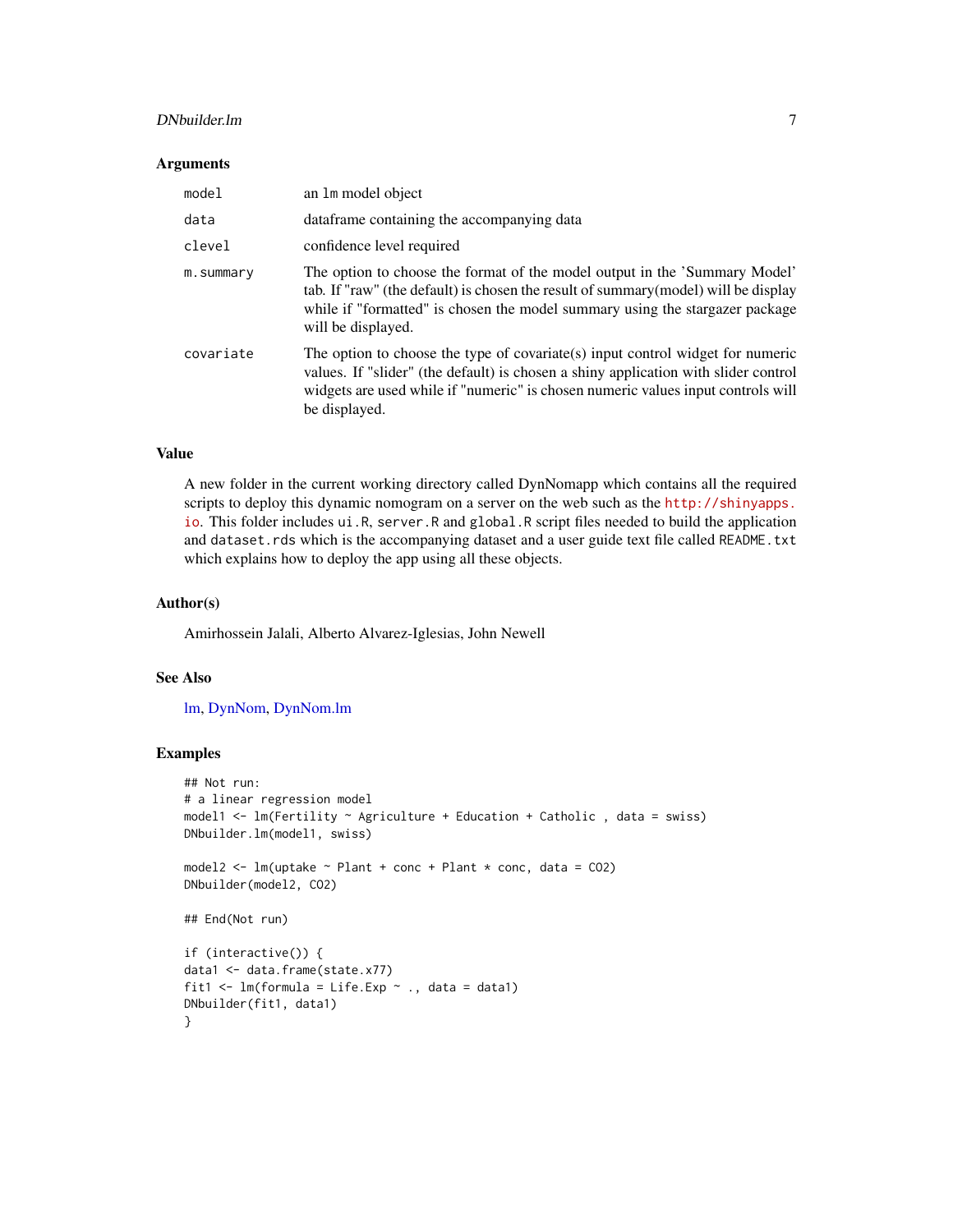### Arguments

| | |
|---|---|
| `model` | an `lm` model object |
| `data` | dataframe containing the accompanying data |
| `clevel` | confidence level required |
| `m.summary` | The option to choose the format of the model output in the 'Summary Model' tab. If "raw" (the default) is chosen the result of summary(model) will be display while if "formatted" is chosen the model summary using the stargazer package will be displayed. |
| `covariate` | The option to choose the type of covariate(s) input control widget for numeric values. If "slider" (the default) is chosen a shiny application with slider control widgets are used while if "numeric" is chosen numeric values input controls will be displayed. |

### Value

A new folder in the current working directory called DynNomapp which contains all the required scripts to deploy this dynamic nomogram on a server on the web such as the http://shinyapps.io. This folder includes `ui.R`, `server.R` and `global.R` script files needed to build the application and `dataset.rds` which is the accompanying dataset and a user guide text file called `README.txt` which explains how to deploy the app using all these objects.

### Author(s)

Amirhossein Jalali, Alberto Alvarez-Iglesias, John Newell

### See Also

lm, DynNom, DynNom.lm

### Examples

```
## Not run:
# a linear regression model
model1 <- lm(Fertility ~ Agriculture + Education + Catholic , data = swiss)
DNbuilder.lm(model1, swiss)

model2 <- lm(uptake ~ Plant + conc + Plant * conc, data = CO2)
DNbuilder(model2, CO2)

## End(Not run)

if (interactive()) {
data1 <- data.frame(state.x77)
fit1 <- lm(formula = Life.Exp ~ ., data = data1)
DNbuilder(fit1, data1)
}
```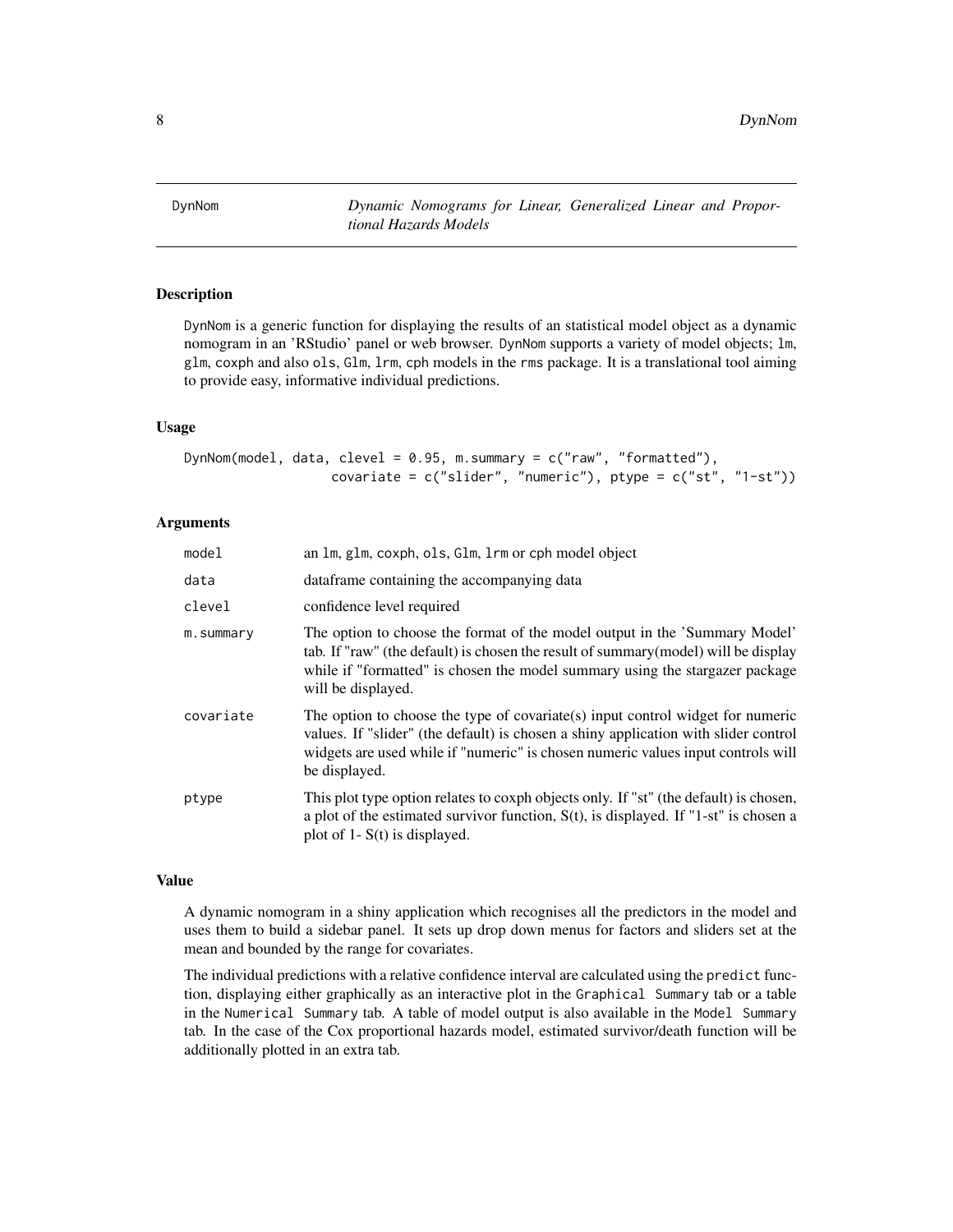# DynNom

*Dynamic Nomograms for Linear, Generalized Linear and Proportional Hazards Models*

## Description

DynNom is a generic function for displaying the results of an statistical model object as a dynamic nomogram in an 'RStudio' panel or web browser. DynNom supports a variety of model objects; lm, glm, coxph and also ols, Glm, lrm, cph models in the rms package. It is a translational tool aiming to provide easy, informative individual predictions.

## Usage

```
DynNom(model, data, clevel = 0.95, m.summary = c("raw", "formatted"),
                  covariate = c("slider", "numeric"), ptype = c("st", "1-st"))
```

## Arguments

| | |
|---|---|
| model | an lm, glm, coxph, ols, Glm, lrm or cph model object |
| data | dataframe containing the accompanying data |
| clevel | confidence level required |
| m.summary | The option to choose the format of the model output in the 'Summary Model' tab. If "raw" (the default) is chosen the result of summary(model) will be display while if "formatted" is chosen the model summary using the stargazer package will be displayed. |
| covariate | The option to choose the type of covariate(s) input control widget for numeric values. If "slider" (the default) is chosen a shiny application with slider control widgets are used while if "numeric" is chosen numeric values input controls will be displayed. |
| ptype | This plot type option relates to coxph objects only. If "st" (the default) is chosen, a plot of the estimated survivor function, S(t), is displayed. If "1-st" is chosen a plot of 1- S(t) is displayed. |

## Value

A dynamic nomogram in a shiny application which recognises all the predictors in the model and uses them to build a sidebar panel. It sets up drop down menus for factors and sliders set at the mean and bounded by the range for covariates.

The individual predictions with a relative confidence interval are calculated using the predict function, displaying either graphically as an interactive plot in the Graphical Summary tab or a table in the Numerical Summary tab. A table of model output is also available in the Model Summary tab. In the case of the Cox proportional hazards model, estimated survivor/death function will be additionally plotted in an extra tab.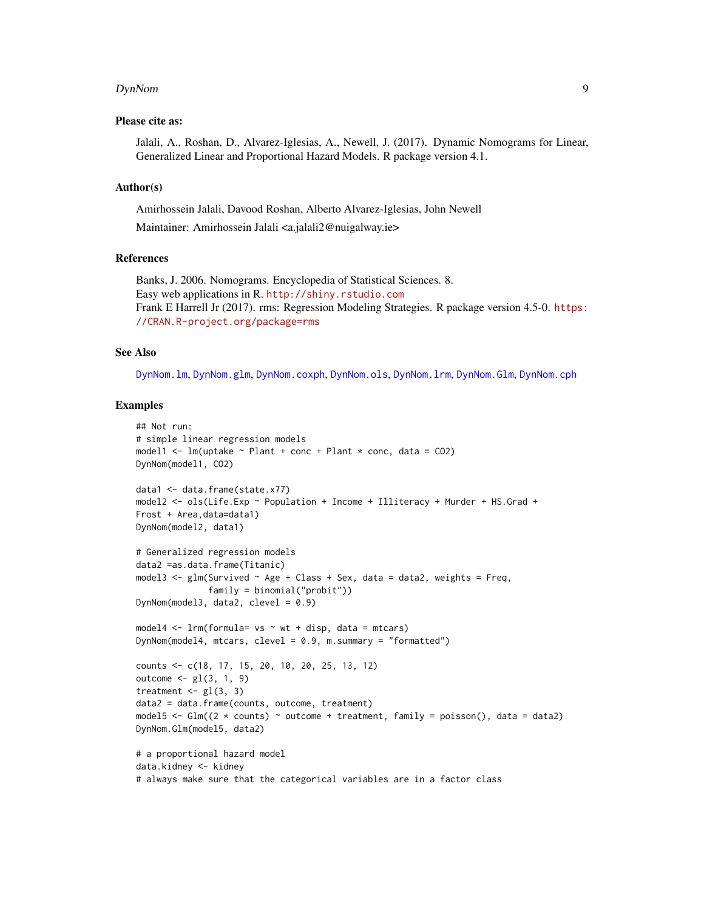### Please cite as:

Jalali, A., Roshan, D., Alvarez-Iglesias, A., Newell, J. (2017). Dynamic Nomograms for Linear, Generalized Linear and Proportional Hazard Models. R package version 4.1.

### Author(s)

Amirhossein Jalali, Davood Roshan, Alberto Alvarez-Iglesias, John Newell

Maintainer: Amirhossein Jalali <a.jalali2@nuigalway.ie>

### References

Banks, J. 2006. Nomograms. Encyclopedia of Statistical Sciences. 8.
Easy web applications in R. http://shiny.rstudio.com
Frank E Harrell Jr (2017). rms: Regression Modeling Strategies. R package version 4.5-0. https://CRAN.R-project.org/package=rms

### See Also

DynNom.lm, DynNom.glm, DynNom.coxph, DynNom.ols, DynNom.lrm, DynNom.Glm, DynNom.cph

### Examples

```
## Not run:
# simple linear regression models
model1 <- lm(uptake ~ Plant + conc + Plant * conc, data = CO2)
DynNom(model1, CO2)

data1 <- data.frame(state.x77)
model2 <- ols(Life.Exp ~ Population + Income + Illiteracy + Murder + HS.Grad +
Frost + Area,data=data1)
DynNom(model2, data1)

# Generalized regression models
data2 =as.data.frame(Titanic)
model3 <- glm(Survived ~ Age + Class + Sex, data = data2, weights = Freq,
              family = binomial("probit"))
DynNom(model3, data2, clevel = 0.9)

model4 <- lrm(formula= vs ~ wt + disp, data = mtcars)
DynNom(model4, mtcars, clevel = 0.9, m.summary = "formatted")

counts <- c(18, 17, 15, 20, 10, 20, 25, 13, 12)
outcome <- gl(3, 1, 9)
treatment <- gl(3, 3)
data2 = data.frame(counts, outcome, treatment)
model5 <- Glm((2 * counts) ~ outcome + treatment, family = poisson(), data = data2)
DynNom.Glm(model5, data2)

# a proportional hazard model
data.kidney <- kidney
# always make sure that the categorical variables are in a factor class
```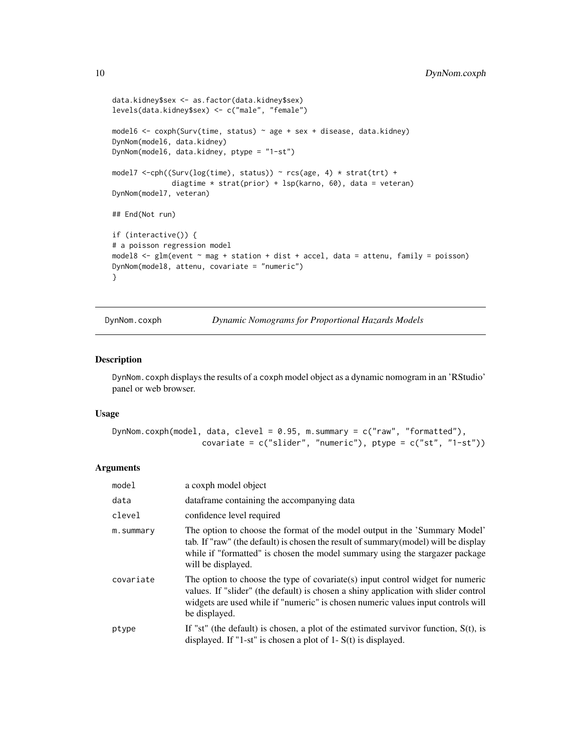```
data.kidney$sex <- as.factor(data.kidney$sex)
levels(data.kidney$sex) <- c("male", "female")

model6 <- coxph(Surv(time, status) ~ age + sex + disease, data.kidney)
DynNom(model6, data.kidney)
DynNom(model6, data.kidney, ptype = "1-st")

model7 <-cph((Surv(log(time), status)) ~ rcs(age, 4) * strat(trt) +
             diagtime * strat(prior) + lsp(karno, 60), data = veteran)
DynNom(model7, veteran)

## End(Not run)

if (interactive()) {
# a poisson regression model
model8 <- glm(event ~ mag + station + dist + accel, data = attenu, family = poisson)
DynNom(model8, attenu, covariate = "numeric")
}
```

## DynNom.coxph — *Dynamic Nomograms for Proportional Hazards Models*

### Description

DynNom.coxph displays the results of a coxph model object as a dynamic nomogram in an 'RStudio' panel or web browser.

### Usage

```
DynNom.coxph(model, data, clevel = 0.95, m.summary = c("raw", "formatted"),
                  covariate = c("slider", "numeric"), ptype = c("st", "1-st"))
```

### Arguments

| | |
|---|---|
| model | a coxph model object |
| data | dataframe containing the accompanying data |
| clevel | confidence level required |
| m.summary | The option to choose the format of the model output in the 'Summary Model' tab. If "raw" (the default) is chosen the result of summary(model) will be display while if "formatted" is chosen the model summary using the stargazer package will be displayed. |
| covariate | The option to choose the type of covariate(s) input control widget for numeric values. If "slider" (the default) is chosen a shiny application with slider control widgets are used while if "numeric" is chosen numeric values input controls will be displayed. |
| ptype | If "st" (the default) is chosen, a plot of the estimated survivor function, S(t), is displayed. If "1-st" is chosen a plot of 1- S(t) is displayed. |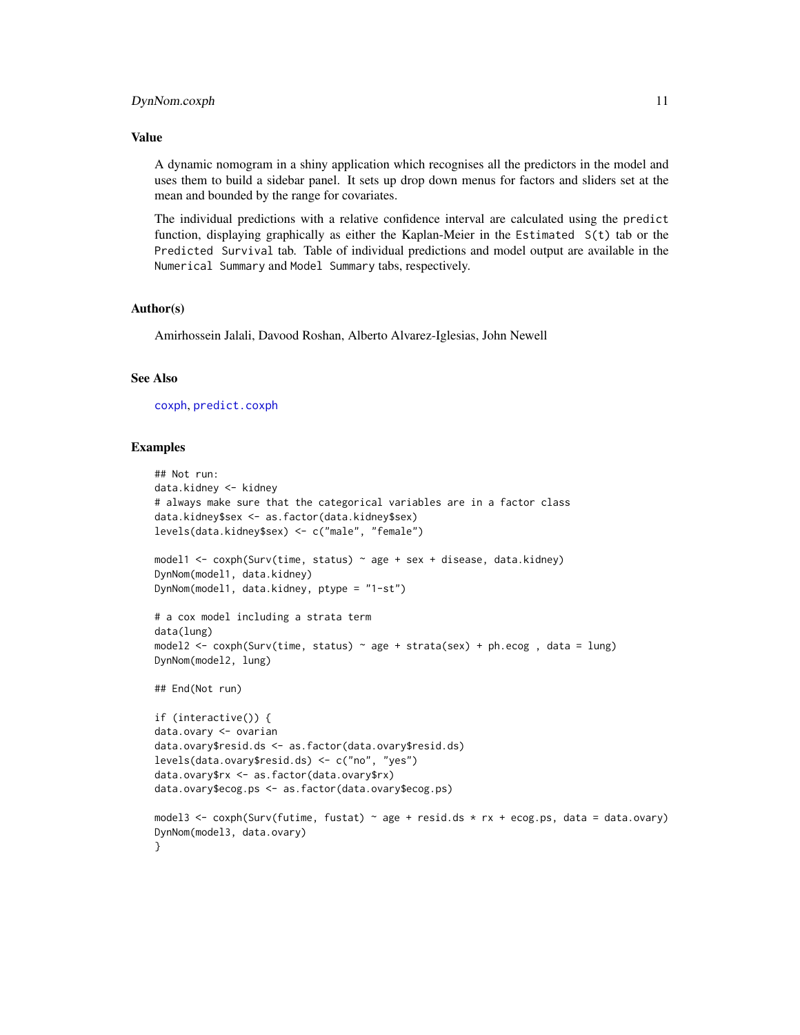## Value

A dynamic nomogram in a shiny application which recognises all the predictors in the model and uses them to build a sidebar panel. It sets up drop down menus for factors and sliders set at the mean and bounded by the range for covariates.

The individual predictions with a relative confidence interval are calculated using the `predict` function, displaying graphically as either the Kaplan-Meier in the `Estimated S(t)` tab or the `Predicted Survival` tab. Table of individual predictions and model output are available in the `Numerical Summary` and `Model Summary` tabs, respectively.

## Author(s)

Amirhossein Jalali, Davood Roshan, Alberto Alvarez-Iglesias, John Newell

## See Also

`coxph`, `predict.coxph`

## Examples

```
## Not run:
data.kidney <- kidney
# always make sure that the categorical variables are in a factor class
data.kidney$sex <- as.factor(data.kidney$sex)
levels(data.kidney$sex) <- c("male", "female")

model1 <- coxph(Surv(time, status) ~ age + sex + disease, data.kidney)
DynNom(model1, data.kidney)
DynNom(model1, data.kidney, ptype = "1-st")

# a cox model including a strata term
data(lung)
model2 <- coxph(Surv(time, status) ~ age + strata(sex) + ph.ecog , data = lung)
DynNom(model2, lung)

## End(Not run)

if (interactive()) {
data.ovary <- ovarian
data.ovary$resid.ds <- as.factor(data.ovary$resid.ds)
levels(data.ovary$resid.ds) <- c("no", "yes")
data.ovary$rx <- as.factor(data.ovary$rx)
data.ovary$ecog.ps <- as.factor(data.ovary$ecog.ps)

model3 <- coxph(Surv(futime, fustat) ~ age + resid.ds * rx + ecog.ps, data = data.ovary)
DynNom(model3, data.ovary)
}
```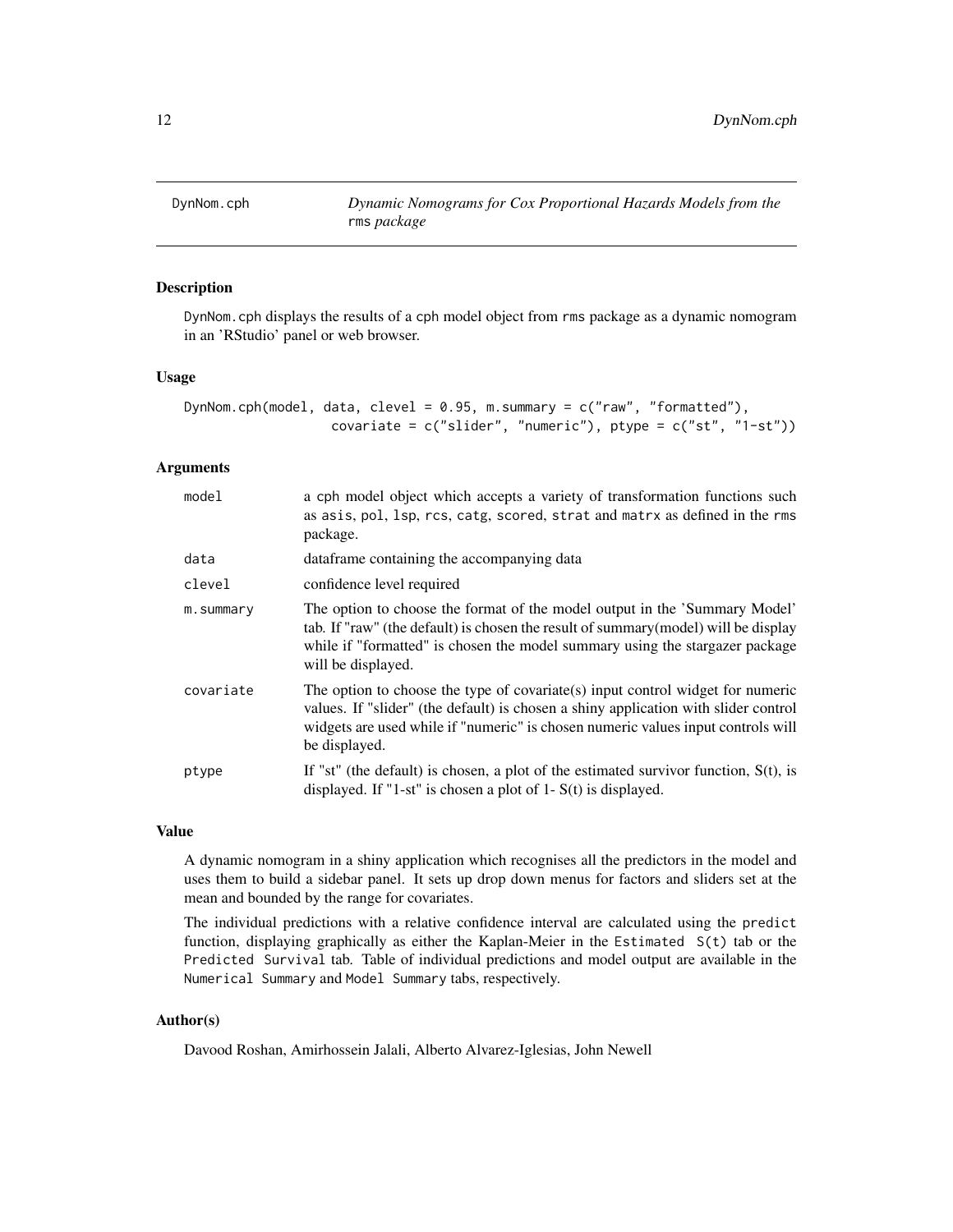# DynNom.cph — *Dynamic Nomograms for Cox Proportional Hazards Models from the* `rms` *package*

## Description

`DynNom.cph` displays the results of a `cph` model object from `rms` package as a dynamic nomogram in an 'RStudio' panel or web browser.

## Usage

```
DynNom.cph(model, data, clevel = 0.95, m.summary = c("raw", "formatted"),
                 covariate = c("slider", "numeric"), ptype = c("st", "1-st"))
```

## Arguments

| | |
|---|---|
| `model` | a `cph` model object which accepts a variety of transformation functions such as `asis`, `pol`, `lsp`, `rcs`, `catg`, `scored`, `strat` and `matrx` as defined in the `rms` package. |
| `data` | dataframe containing the accompanying data |
| `clevel` | confidence level required |
| `m.summary` | The option to choose the format of the model output in the 'Summary Model' tab. If "raw" (the default) is chosen the result of summary(model) will be display while if "formatted" is chosen the model summary using the stargazer package will be displayed. |
| `covariate` | The option to choose the type of covariate(s) input control widget for numeric values. If "slider" (the default) is chosen a shiny application with slider control widgets are used while if "numeric" is chosen numeric values input controls will be displayed. |
| `ptype` | If "st" (the default) is chosen, a plot of the estimated survivor function, S(t), is displayed. If "1-st" is chosen a plot of 1- S(t) is displayed. |

## Value

A dynamic nomogram in a shiny application which recognises all the predictors in the model and uses them to build a sidebar panel. It sets up drop down menus for factors and sliders set at the mean and bounded by the range for covariates.

The individual predictions with a relative confidence interval are calculated using the `predict` function, displaying graphically as either the Kaplan-Meier in the `Estimated S(t)` tab or the `Predicted Survival` tab. Table of individual predictions and model output are available in the `Numerical Summary` and `Model Summary` tabs, respectively.

## Author(s)

Davood Roshan, Amirhossein Jalali, Alberto Alvarez-Iglesias, John Newell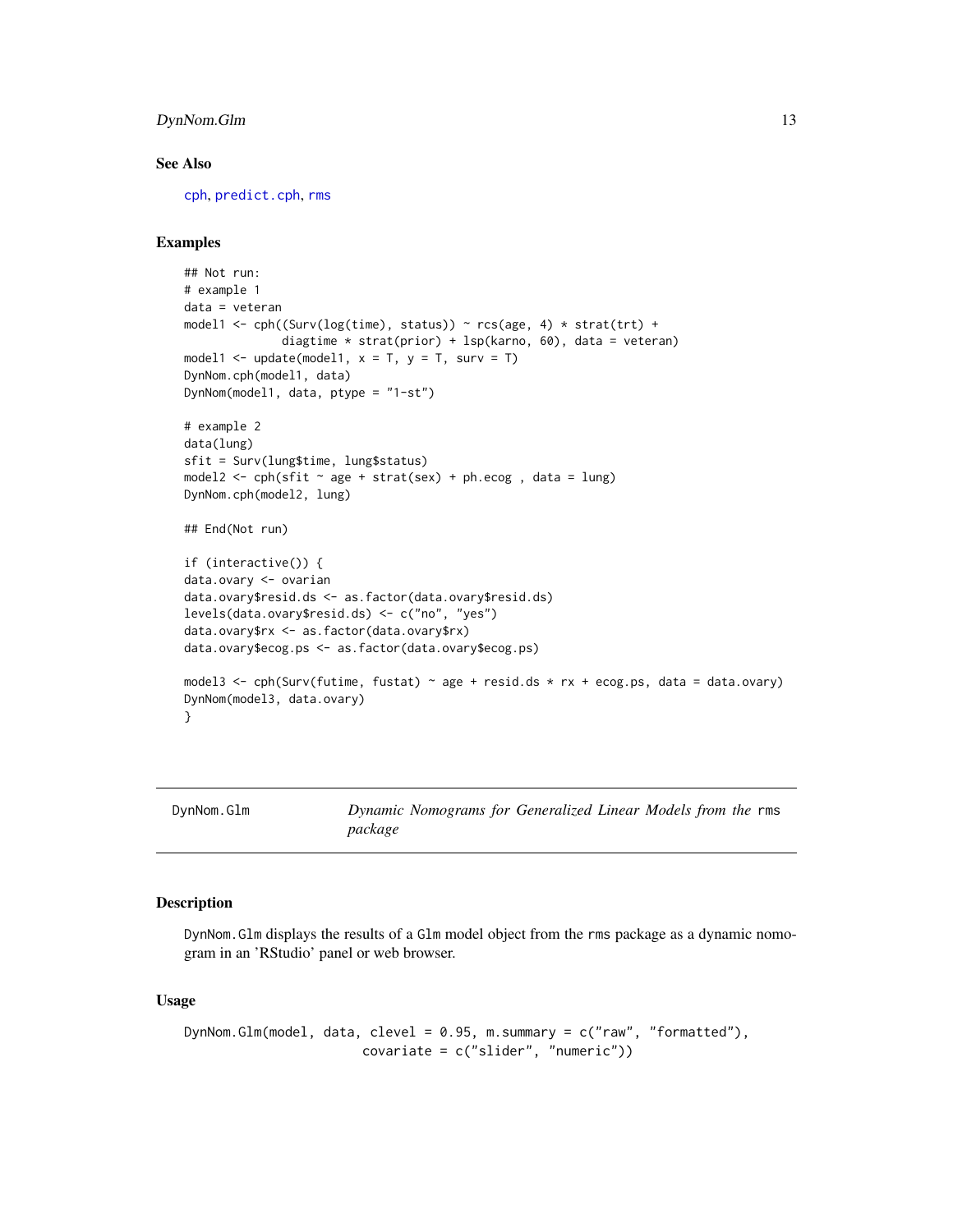## See Also

cph, predict.cph, rms

## Examples

```
## Not run:
# example 1
data = veteran
model1 <- cph((Surv(log(time), status)) ~ rcs(age, 4) * strat(trt) +
             diagtime * strat(prior) + lsp(karno, 60), data = veteran)
model1 <- update(model1, x = T, y = T, surv = T)
DynNom.cph(model1, data)
DynNom(model1, data, ptype = "1-st")

# example 2
data(lung)
sfit = Surv(lung$time, lung$status)
model2 <- cph(sfit ~ age + strat(sex) + ph.ecog , data = lung)
DynNom.cph(model2, lung)

## End(Not run)

if (interactive()) {
data.ovary <- ovarian
data.ovary$resid.ds <- as.factor(data.ovary$resid.ds)
levels(data.ovary$resid.ds) <- c("no", "yes")
data.ovary$rx <- as.factor(data.ovary$rx)
data.ovary$ecog.ps <- as.factor(data.ovary$ecog.ps)

model3 <- cph(Surv(futime, fustat) ~ age + resid.ds * rx + ecog.ps, data = data.ovary)
DynNom(model3, data.ovary)
}
```

---

# DynNom.Glm — *Dynamic Nomograms for Generalized Linear Models from the* `rms` *package*

## Description

`DynNom.Glm` displays the results of a `Glm` model object from the `rms` package as a dynamic nomogram in an 'RStudio' panel or web browser.

## Usage

```
DynNom.Glm(model, data, clevel = 0.95, m.summary = c("raw", "formatted"),
                       covariate = c("slider", "numeric"))
```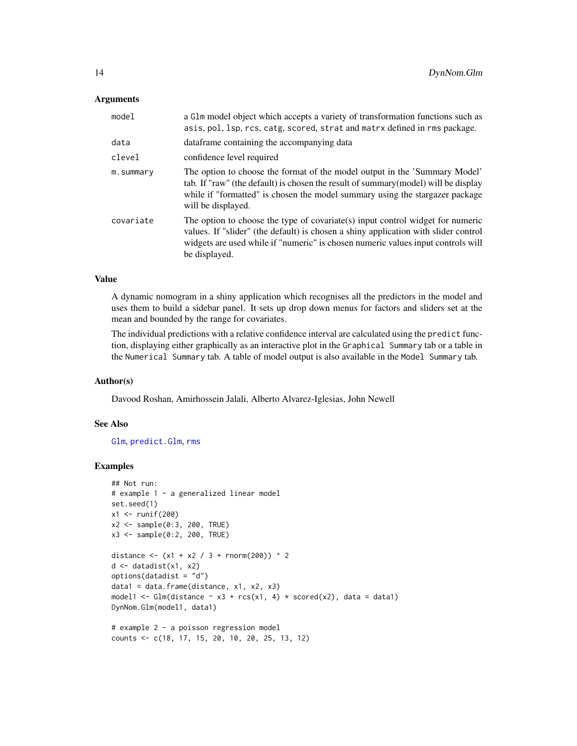### Arguments

| | |
|---|---|
| `model` | a `Glm` model object which accepts a variety of transformation functions such as `asis`, `pol`, `lsp`, `rcs`, `catg`, `scored`, `strat` and `matrx` defined in `rms` package. |
| `data` | dataframe containing the accompanying data |
| `clevel` | confidence level required |
| `m.summary` | The option to choose the format of the model output in the 'Summary Model' tab. If "raw" (the default) is chosen the result of summary(model) will be display while if "formatted" is chosen the model summary using the stargazer package will be displayed. |
| `covariate` | The option to choose the type of covariate(s) input control widget for numeric values. If "slider" (the default) is chosen a shiny application with slider control widgets are used while if "numeric" is chosen numeric values input controls will be displayed. |

### Value

A dynamic nomogram in a shiny application which recognises all the predictors in the model and uses them to build a sidebar panel. It sets up drop down menus for factors and sliders set at the mean and bounded by the range for covariates.

The individual predictions with a relative confidence interval are calculated using the `predict` function, displaying either graphically as an interactive plot in the `Graphical Summary` tab or a table in the `Numerical Summary` tab. A table of model output is also available in the `Model Summary` tab.

### Author(s)

Davood Roshan, Amirhossein Jalali, Alberto Alvarez-Iglesias, John Newell

### See Also

`Glm`, `predict.Glm`, `rms`

### Examples

```
## Not run:
# example 1 - a generalized linear model
set.seed(1)
x1 <- runif(200)
x2 <- sample(0:3, 200, TRUE)
x3 <- sample(0:2, 200, TRUE)

distance <- (x1 + x2 / 3 + rnorm(200)) ^ 2
d <- datadist(x1, x2)
options(datadist = "d")
data1 = data.frame(distance, x1, x2, x3)
model1 <- Glm(distance ~ x3 + rcs(x1, 4) * scored(x2), data = data1)
DynNom.Glm(model1, data1)

# example 2 - a poisson regression model
counts <- c(18, 17, 15, 20, 10, 20, 25, 13, 12)
```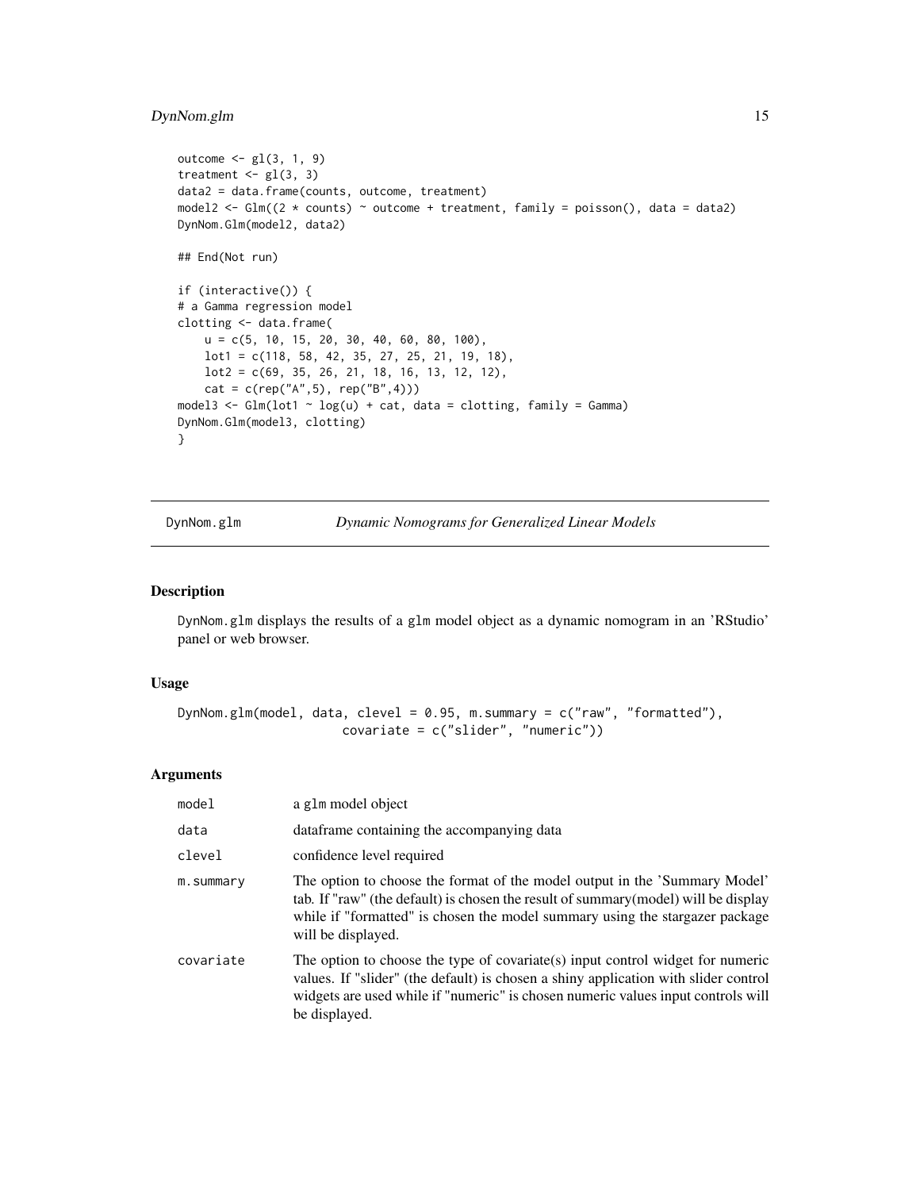```
outcome <- gl(3, 1, 9)
treatment <- gl(3, 3)
data2 = data.frame(counts, outcome, treatment)
model2 <- Glm((2 * counts) ~ outcome + treatment, family = poisson(), data = data2)
DynNom.Glm(model2, data2)

## End(Not run)

if (interactive()) {
# a Gamma regression model
clotting <- data.frame(
    u = c(5, 10, 15, 20, 30, 40, 60, 80, 100),
    lot1 = c(118, 58, 42, 35, 27, 25, 21, 19, 18),
    lot2 = c(69, 35, 26, 21, 18, 16, 13, 12, 12),
    cat = c(rep("A",5), rep("B",4)))
model3 <- Glm(lot1 ~ log(u) + cat, data = clotting, family = Gamma)
DynNom.Glm(model3, clotting)
}
```

## DynNom.glm — *Dynamic Nomograms for Generalized Linear Models*

### Description

DynNom.glm displays the results of a glm model object as a dynamic nomogram in an 'RStudio' panel or web browser.

### Usage

```
DynNom.glm(model, data, clevel = 0.95, m.summary = c("raw", "formatted"),
                    covariate = c("slider", "numeric"))
```

### Arguments

| | |
|---|---|
| model | a glm model object |
| data | dataframe containing the accompanying data |
| clevel | confidence level required |
| m.summary | The option to choose the format of the model output in the 'Summary Model' tab. If "raw" (the default) is chosen the result of summary(model) will be display while if "formatted" is chosen the model summary using the stargazer package will be displayed. |
| covariate | The option to choose the type of covariate(s) input control widget for numeric values. If "slider" (the default) is chosen a shiny application with slider control widgets are used while if "numeric" is chosen numeric values input controls will be displayed. |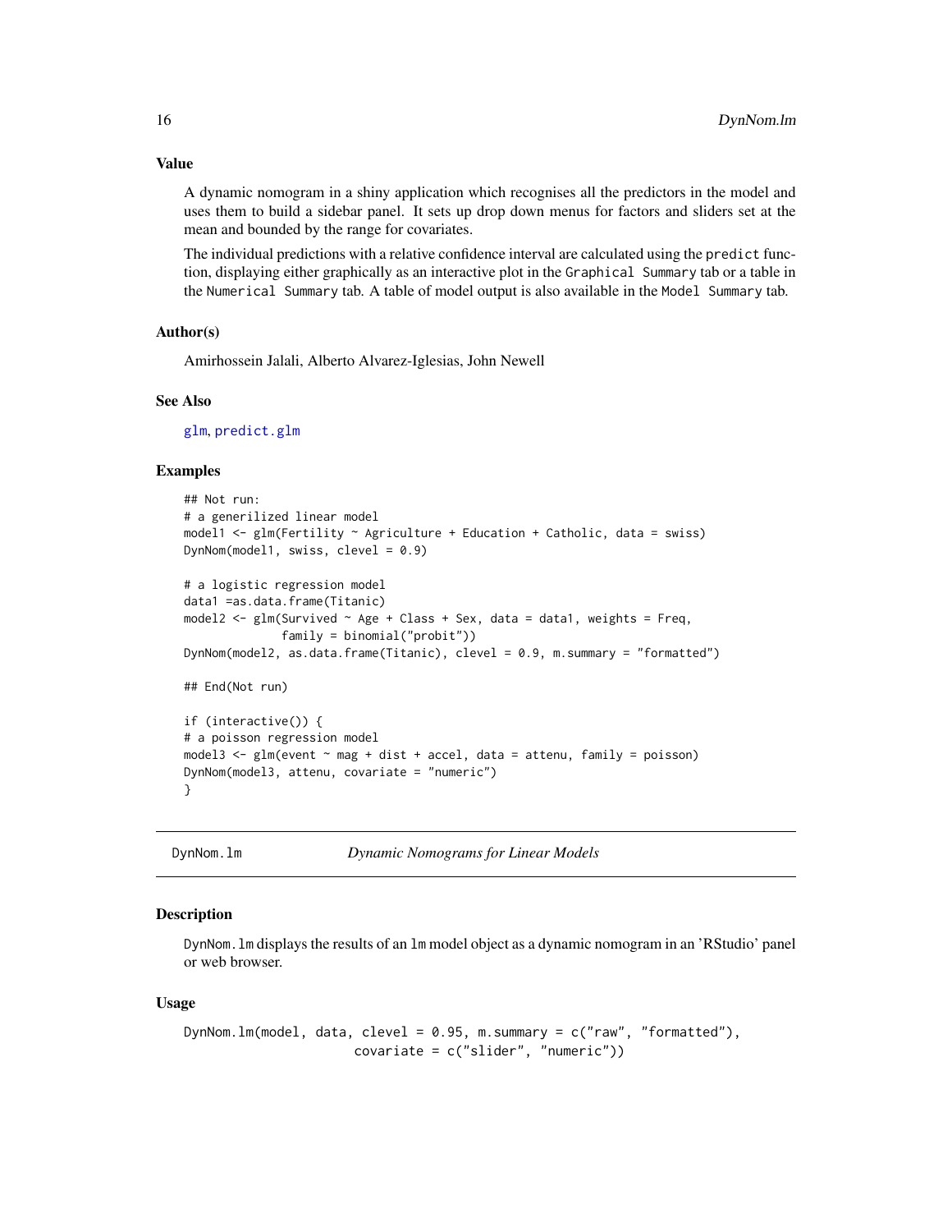### Value

A dynamic nomogram in a shiny application which recognises all the predictors in the model and uses them to build a sidebar panel. It sets up drop down menus for factors and sliders set at the mean and bounded by the range for covariates.

The individual predictions with a relative confidence interval are calculated using the `predict` function, displaying either graphically as an interactive plot in the `Graphical Summary` tab or a table in the `Numerical Summary` tab. A table of model output is also available in the `Model Summary` tab.

### Author(s)

Amirhossein Jalali, Alberto Alvarez-Iglesias, John Newell

### See Also

`glm`, `predict.glm`

### Examples

```
## Not run:
# a generilized linear model
model1 <- glm(Fertility ~ Agriculture + Education + Catholic, data = swiss)
DynNom(model1, swiss, clevel = 0.9)

# a logistic regression model
data1 =as.data.frame(Titanic)
model2 <- glm(Survived ~ Age + Class + Sex, data = data1, weights = Freq,
              family = binomial("probit"))
DynNom(model2, as.data.frame(Titanic), clevel = 0.9, m.summary = "formatted")

## End(Not run)

if (interactive()) {
# a poisson regression model
model3 <- glm(event ~ mag + dist + accel, data = attenu, family = poisson)
DynNom(model3, attenu, covariate = "numeric")
}
```

---

## DynNom.lm — *Dynamic Nomograms for Linear Models*

### Description

`DynNom.lm` displays the results of an `lm` model object as a dynamic nomogram in an 'RStudio' panel or web browser.

### Usage

```
DynNom.lm(model, data, clevel = 0.95, m.summary = c("raw", "formatted"),
                        covariate = c("slider", "numeric"))
```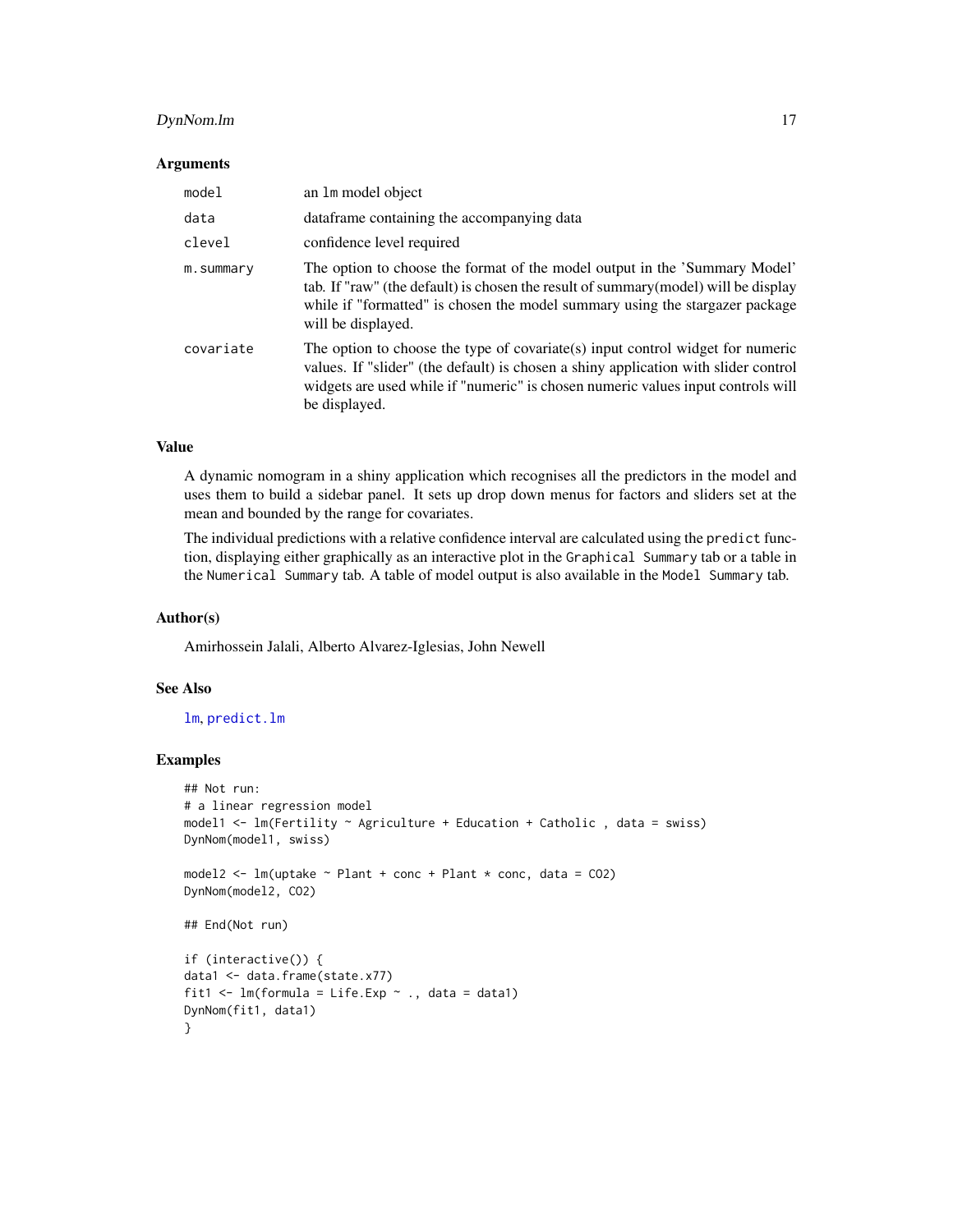### Arguments

| | |
|---|---|
| `model` | an `lm` model object |
| `data` | dataframe containing the accompanying data |
| `clevel` | confidence level required |
| `m.summary` | The option to choose the format of the model output in the 'Summary Model' tab. If "raw" (the default) is chosen the result of summary(model) will be display while if "formatted" is chosen the model summary using the stargazer package will be displayed. |
| `covariate` | The option to choose the type of covariate(s) input control widget for numeric values. If "slider" (the default) is chosen a shiny application with slider control widgets are used while if "numeric" is chosen numeric values input controls will be displayed. |

### Value

A dynamic nomogram in a shiny application which recognises all the predictors in the model and uses them to build a sidebar panel. It sets up drop down menus for factors and sliders set at the mean and bounded by the range for covariates.

The individual predictions with a relative confidence interval are calculated using the `predict` function, displaying either graphically as an interactive plot in the `Graphical Summary` tab or a table in the `Numerical Summary` tab. A table of model output is also available in the `Model Summary` tab.

### Author(s)

Amirhossein Jalali, Alberto Alvarez-Iglesias, John Newell

### See Also

`lm`, `predict.lm`

### Examples

```
## Not run:
# a linear regression model
model1 <- lm(Fertility ~ Agriculture + Education + Catholic , data = swiss)
DynNom(model1, swiss)

model2 <- lm(uptake ~ Plant + conc + Plant * conc, data = CO2)
DynNom(model2, CO2)

## End(Not run)

if (interactive()) {
data1 <- data.frame(state.x77)
fit1 <- lm(formula = Life.Exp ~ ., data = data1)
DynNom(fit1, data1)
}
```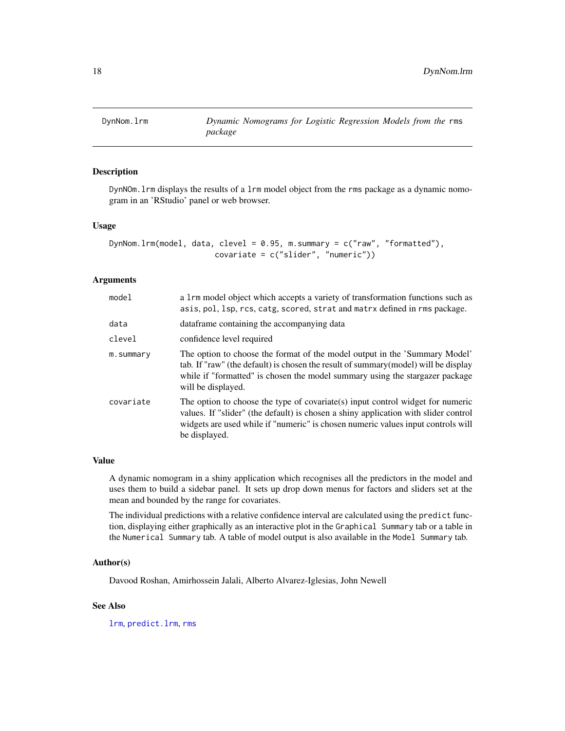# DynNom.lrm — *Dynamic Nomograms for Logistic Regression Models from the* `rms` *package*

## Description

`DynNOm.lrm` displays the results of a `lrm` model object from the `rms` package as a dynamic nomogram in an 'RStudio' panel or web browser.

## Usage

```
DynNom.lrm(model, data, clevel = 0.95, m.summary = c("raw", "formatted"),
                        covariate = c("slider", "numeric"))
```

## Arguments

| | |
|---|---|
| `model` | a `lrm` model object which accepts a variety of transformation functions such as `asis`, `pol`, `lsp`, `rcs`, `catg`, `scored`, `strat` and `matrx` defined in `rms` package. |
| `data` | dataframe containing the accompanying data |
| `clevel` | confidence level required |
| `m.summary` | The option to choose the format of the model output in the 'Summary Model' tab. If "raw" (the default) is chosen the result of summary(model) will be display while if "formatted" is chosen the model summary using the stargazer package will be displayed. |
| `covariate` | The option to choose the type of covariate(s) input control widget for numeric values. If "slider" (the default) is chosen a shiny application with slider control widgets are used while if "numeric" is chosen numeric values input controls will be displayed. |

## Value

A dynamic nomogram in a shiny application which recognises all the predictors in the model and uses them to build a sidebar panel. It sets up drop down menus for factors and sliders set at the mean and bounded by the range for covariates.

The individual predictions with a relative confidence interval are calculated using the `predict` function, displaying either graphically as an interactive plot in the `Graphical Summary` tab or a table in the `Numerical Summary` tab. A table of model output is also available in the `Model Summary` tab.

## Author(s)

Davood Roshan, Amirhossein Jalali, Alberto Alvarez-Iglesias, John Newell

## See Also

`lrm`, `predict.lrm`, `rms`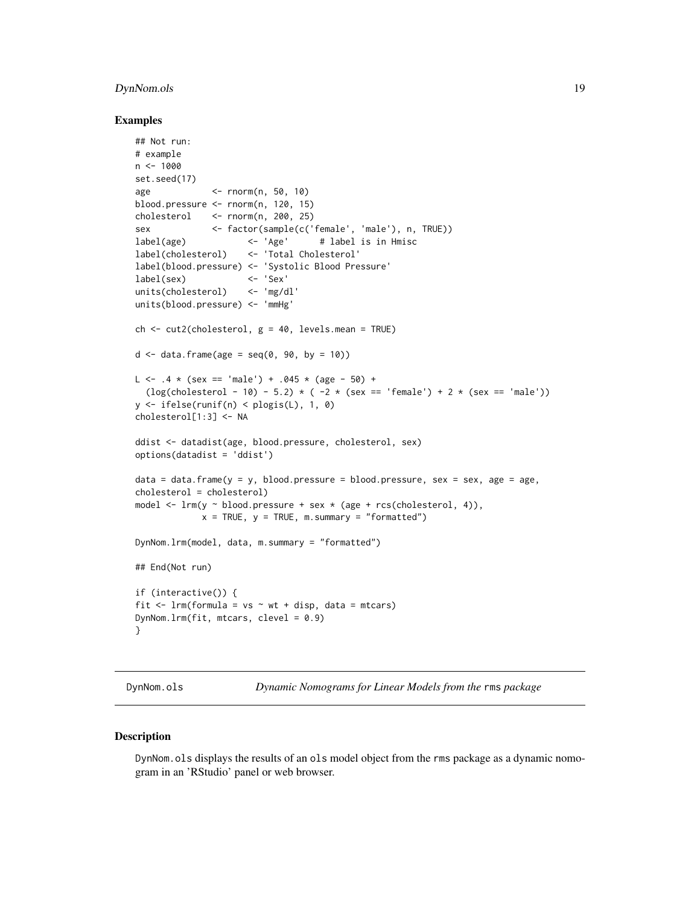### Examples

```
## Not run:
# example
n <- 1000
set.seed(17)
age            <- rnorm(n, 50, 10)
blood.pressure <- rnorm(n, 120, 15)
cholesterol    <- rnorm(n, 200, 25)
sex            <- factor(sample(c('female', 'male'), n, TRUE))
label(age)            <- 'Age'      # label is in Hmisc
label(cholesterol)    <- 'Total Cholesterol'
label(blood.pressure) <- 'Systolic Blood Pressure'
label(sex)            <- 'Sex'
units(cholesterol)    <- 'mg/dl'
units(blood.pressure) <- 'mmHg'

ch <- cut2(cholesterol, g = 40, levels.mean = TRUE)

d <- data.frame(age = seq(0, 90, by = 10))

L <- .4 * (sex == 'male') + .045 * (age - 50) +
  (log(cholesterol - 10) - 5.2) * ( -2 * (sex == 'female') + 2 * (sex == 'male'))
y <- ifelse(runif(n) < plogis(L), 1, 0)
cholesterol[1:3] <- NA

ddist <- datadist(age, blood.pressure, cholesterol, sex)
options(datadist = 'ddist')

data = data.frame(y = y, blood.pressure = blood.pressure, sex = sex, age = age,
cholesterol = cholesterol)
model <- lrm(y ~ blood.pressure + sex * (age + rcs(cholesterol, 4)),
             x = TRUE, y = TRUE, m.summary = "formatted")

DynNom.lrm(model, data, m.summary = "formatted")

## End(Not run)

if (interactive()) {
fit <- lrm(formula = vs ~ wt + disp, data = mtcars)
DynNom.lrm(fit, mtcars, clevel = 0.9)
}
```

---

## DynNom.ols    *Dynamic Nomograms for Linear Models from the* rms *package*

---

### Description

DynNom.ols displays the results of an ols model object from the rms package as a dynamic nomogram in an 'RStudio' panel or web browser.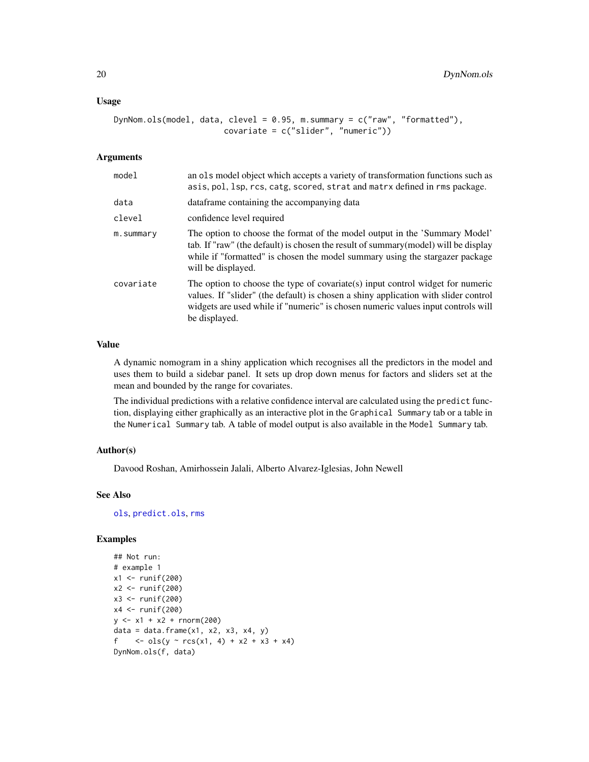### Usage

```
DynNom.ols(model, data, clevel = 0.95, m.summary = c("raw", "formatted"),
                        covariate = c("slider", "numeric"))
```

### Arguments

| | |
|---|---|
| model | an ols model object which accepts a variety of transformation functions such as asis, pol, lsp, rcs, catg, scored, strat and matrx defined in rms package. |
| data | dataframe containing the accompanying data |
| clevel | confidence level required |
| m.summary | The option to choose the format of the model output in the 'Summary Model' tab. If "raw" (the default) is chosen the result of summary(model) will be display while if "formatted" is chosen the model summary using the stargazer package will be displayed. |
| covariate | The option to choose the type of covariate(s) input control widget for numeric values. If "slider" (the default) is chosen a shiny application with slider control widgets are used while if "numeric" is chosen numeric values input controls will be displayed. |

### Value

A dynamic nomogram in a shiny application which recognises all the predictors in the model and uses them to build a sidebar panel. It sets up drop down menus for factors and sliders set at the mean and bounded by the range for covariates.

The individual predictions with a relative confidence interval are calculated using the predict function, displaying either graphically as an interactive plot in the Graphical Summary tab or a table in the Numerical Summary tab. A table of model output is also available in the Model Summary tab.

### Author(s)

Davood Roshan, Amirhossein Jalali, Alberto Alvarez-Iglesias, John Newell

### See Also

ols, predict.ols, rms

### Examples

```
## Not run:
# example 1
x1 <- runif(200)
x2 <- runif(200)
x3 <- runif(200)
x4 <- runif(200)
y <- x1 + x2 + rnorm(200)
data = data.frame(x1, x2, x3, x4, y)
f    <- ols(y ~ rcs(x1, 4) + x2 + x3 + x4)
DynNom.ols(f, data)
```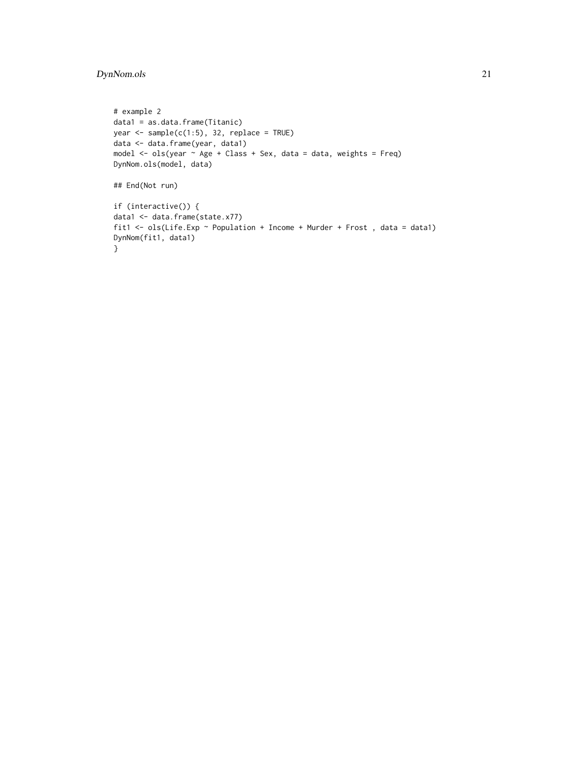```
# example 2
data1 = as.data.frame(Titanic)
year <- sample(c(1:5), 32, replace = TRUE)
data <- data.frame(year, data1)
model <- ols(year ~ Age + Class + Sex, data = data, weights = Freq)
DynNom.ols(model, data)

## End(Not run)

if (interactive()) {
data1 <- data.frame(state.x77)
fit1 <- ols(Life.Exp ~ Population + Income + Murder + Frost , data = data1)
DynNom(fit1, data1)
}
```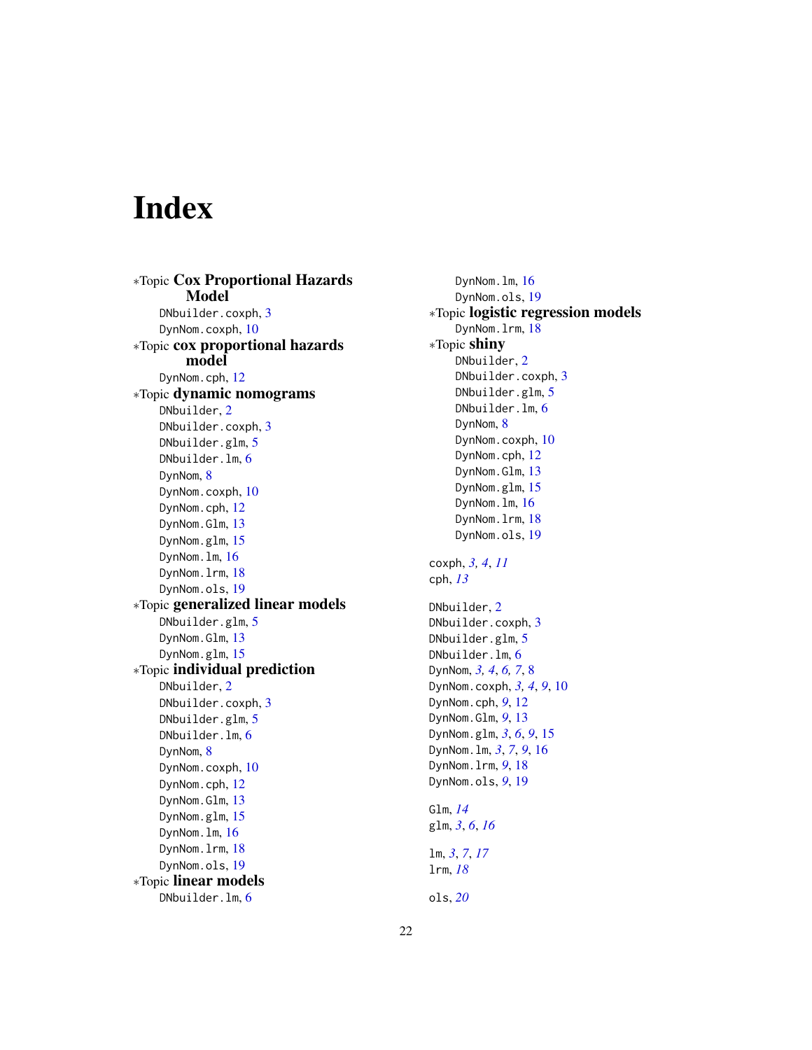# Index

∗Topic **Cox Proportional Hazards Model**
- DNbuilder.coxph, 3
- DynNom.coxph, 10

∗Topic **cox proportional hazards model**
- DynNom.cph, 12

∗Topic **dynamic nomograms**
- DNbuilder, 2
- DNbuilder.coxph, 3
- DNbuilder.glm, 5
- DNbuilder.lm, 6
- DynNom, 8
- DynNom.coxph, 10
- DynNom.cph, 12
- DynNom.Glm, 13
- DynNom.glm, 15
- DynNom.lm, 16
- DynNom.lrm, 18
- DynNom.ols, 19

∗Topic **generalized linear models**
- DNbuilder.glm, 5
- DynNom.Glm, 13
- DynNom.glm, 15

∗Topic **individual prediction**
- DNbuilder, 2
- DNbuilder.coxph, 3
- DNbuilder.glm, 5
- DNbuilder.lm, 6
- DynNom, 8
- DynNom.coxph, 10
- DynNom.cph, 12
- DynNom.Glm, 13
- DynNom.glm, 15
- DynNom.lm, 16
- DynNom.lrm, 18
- DynNom.ols, 19

∗Topic **linear models**
- DNbuilder.lm, 6
- DynNom.lm, 16
- DynNom.ols, 19

∗Topic **logistic regression models**
- DynNom.lrm, 18

∗Topic **shiny**
- DNbuilder, 2
- DNbuilder.coxph, 3
- DNbuilder.glm, 5
- DNbuilder.lm, 6
- DynNom, 8
- DynNom.coxph, 10
- DynNom.cph, 12
- DynNom.Glm, 13
- DynNom.glm, 15
- DynNom.lm, 16
- DynNom.lrm, 18
- DynNom.ols, 19

coxph, *3, 4*, *11*
cph, *13*

DNbuilder, 2
DNbuilder.coxph, 3
DNbuilder.glm, 5
DNbuilder.lm, 6
DynNom, *3, 4*, *6, 7*, 8
DynNom.coxph, *3, 4*, *9*, 10
DynNom.cph, *9*, 12
DynNom.Glm, *9*, 13
DynNom.glm, *3*, *6*, *9*, 15
DynNom.lm, *3*, *7*, *9*, 16
DynNom.lrm, *9*, 18
DynNom.ols, *9*, 19

Glm, *14*
glm, *3*, *6*, *16*

lm, *3*, *7*, *17*
lrm, *18*

ols, *20*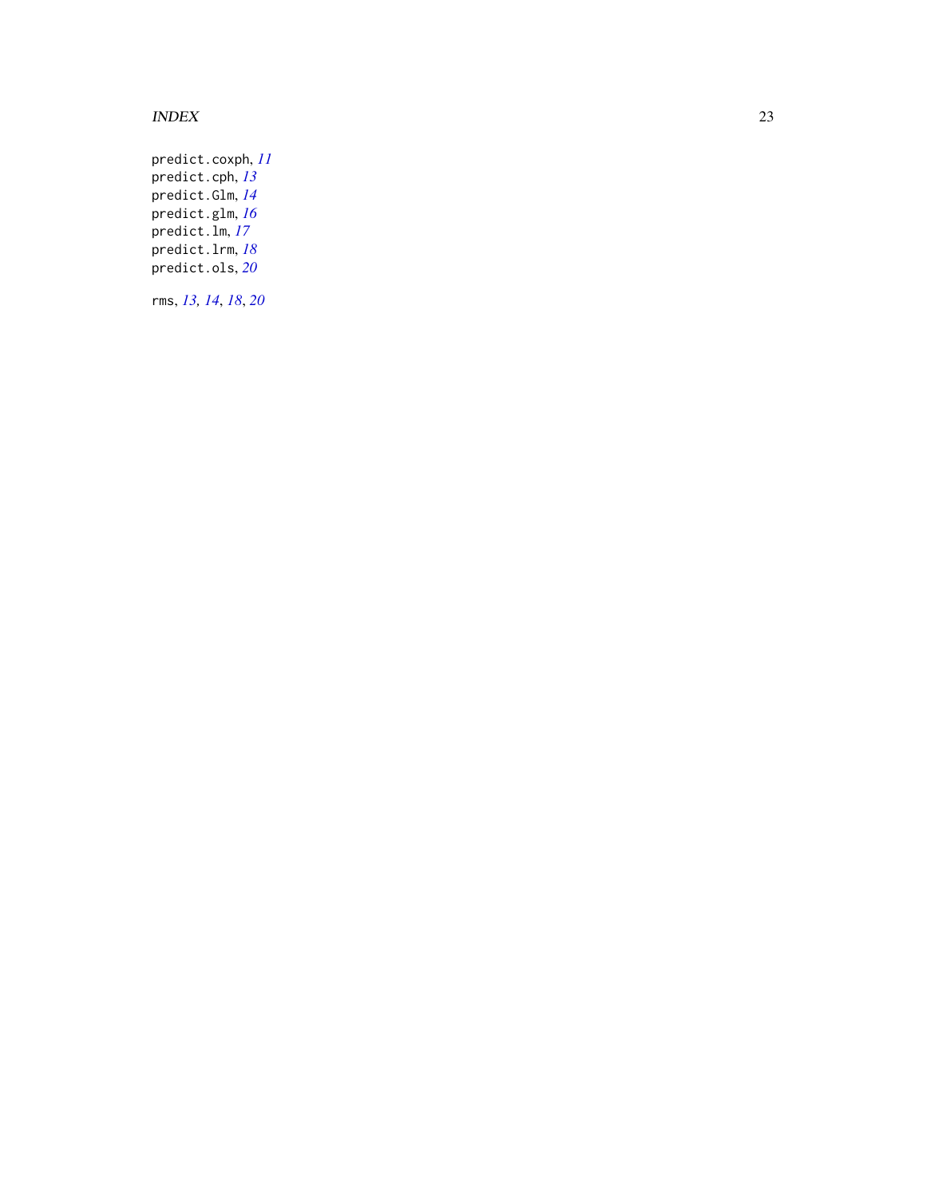predict.coxph, *11*
predict.cph, *13*
predict.Glm, *14*
predict.glm, *16*
predict.lm, *17*
predict.lrm, *18*
predict.ols, *20*

rms, *13, 14*, *18*, *20*